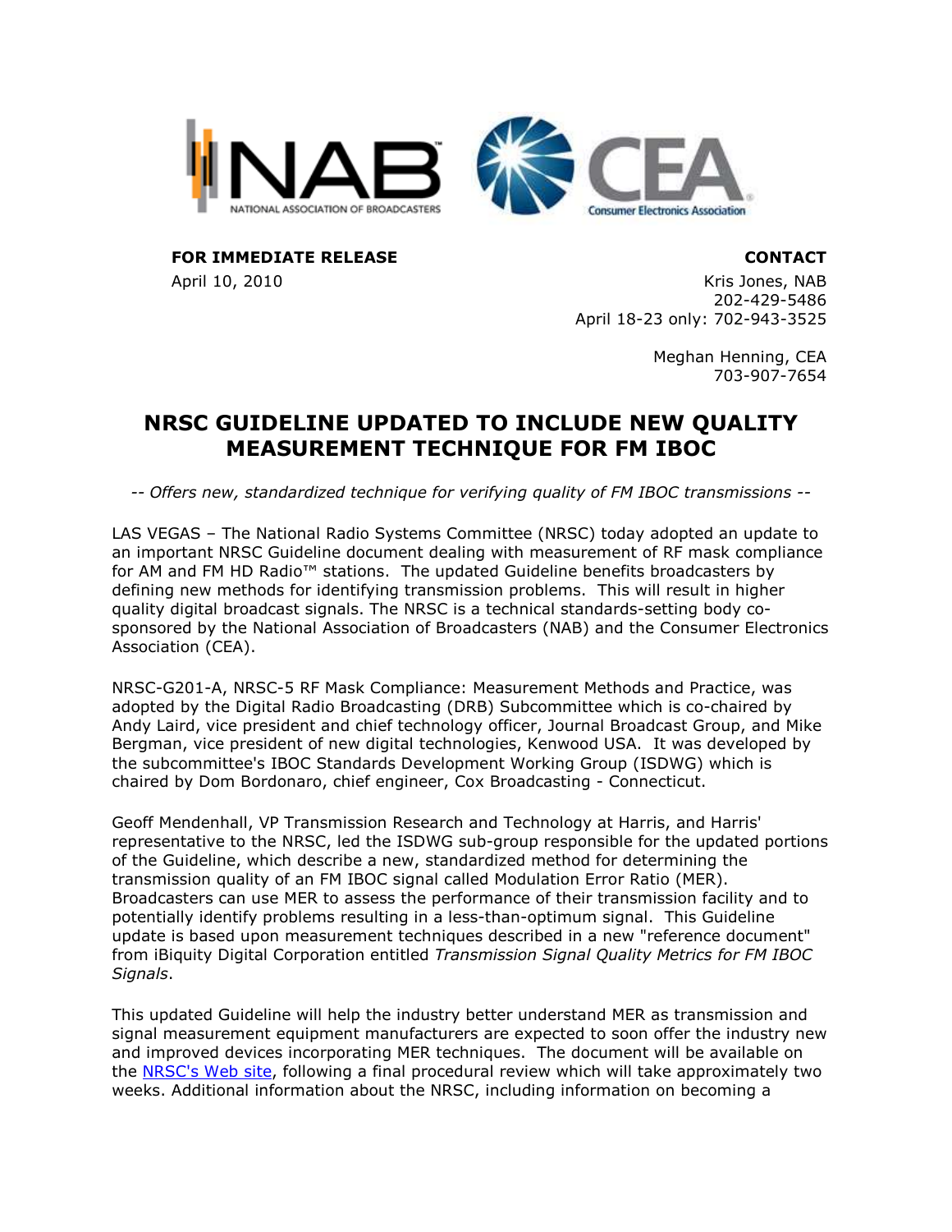**FOR IMMEDIATE RELEASE**

April 10, 2010

**CONTACT**

Kris Jones, NAB
202-429-5486
April 18-23 only: 702-943-3525

Meghan Henning, CEA
703-907-7654

# NRSC GUIDELINE UPDATED TO INCLUDE NEW QUALITY MEASUREMENT TECHNIQUE FOR FM IBOC

*-- Offers new, standardized technique for verifying quality of FM IBOC transmissions --*

LAS VEGAS – The National Radio Systems Committee (NRSC) today adopted an update to an important NRSC Guideline document dealing with measurement of RF mask compliance for AM and FM HD Radio™ stations. The updated Guideline benefits broadcasters by defining new methods for identifying transmission problems. This will result in higher quality digital broadcast signals. The NRSC is a technical standards-setting body co-sponsored by the National Association of Broadcasters (NAB) and the Consumer Electronics Association (CEA).

NRSC-G201-A, NRSC-5 RF Mask Compliance: Measurement Methods and Practice, was adopted by the Digital Radio Broadcasting (DRB) Subcommittee which is co-chaired by Andy Laird, vice president and chief technology officer, Journal Broadcast Group, and Mike Bergman, vice president of new digital technologies, Kenwood USA. It was developed by the subcommittee's IBOC Standards Development Working Group (ISDWG) which is chaired by Dom Bordonaro, chief engineer, Cox Broadcasting - Connecticut.

Geoff Mendenhall, VP Transmission Research and Technology at Harris, and Harris' representative to the NRSC, led the ISDWG sub-group responsible for the updated portions of the Guideline, which describe a new, standardized method for determining the transmission quality of an FM IBOC signal called Modulation Error Ratio (MER). Broadcasters can use MER to assess the performance of their transmission facility and to potentially identify problems resulting in a less-than-optimum signal. This Guideline update is based upon measurement techniques described in a new "reference document" from iBiquity Digital Corporation entitled *Transmission Signal Quality Metrics for FM IBOC Signals*.

This updated Guideline will help the industry better understand MER as transmission and signal measurement equipment manufacturers are expected to soon offer the industry new and improved devices incorporating MER techniques. The document will be available on the NRSC's Web site, following a final procedural review which will take approximately two weeks. Additional information about the NRSC, including information on becoming a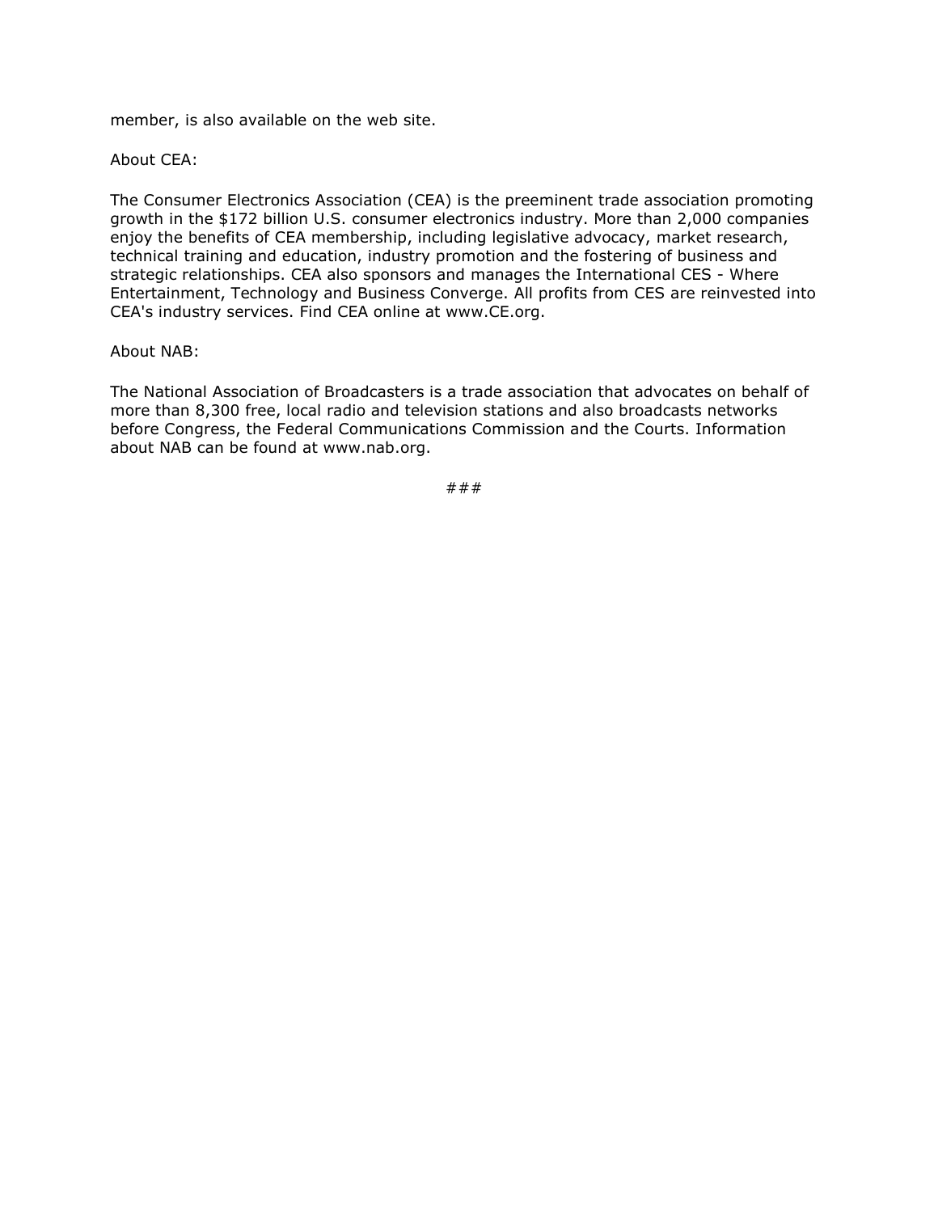member, is also available on the web site.

About CEA:

The Consumer Electronics Association (CEA) is the preeminent trade association promoting growth in the $172 billion U.S. consumer electronics industry. More than 2,000 companies enjoy the benefits of CEA membership, including legislative advocacy, market research, technical training and education, industry promotion and the fostering of business and strategic relationships. CEA also sponsors and manages the International CES - Where Entertainment, Technology and Business Converge. All profits from CES are reinvested into CEA's industry services. Find CEA online at www.CE.org.

About NAB:

The National Association of Broadcasters is a trade association that advocates on behalf of more than 8,300 free, local radio and television stations and also broadcasts networks before Congress, the Federal Communications Commission and the Courts. Information about NAB can be found at www.nab.org.

###